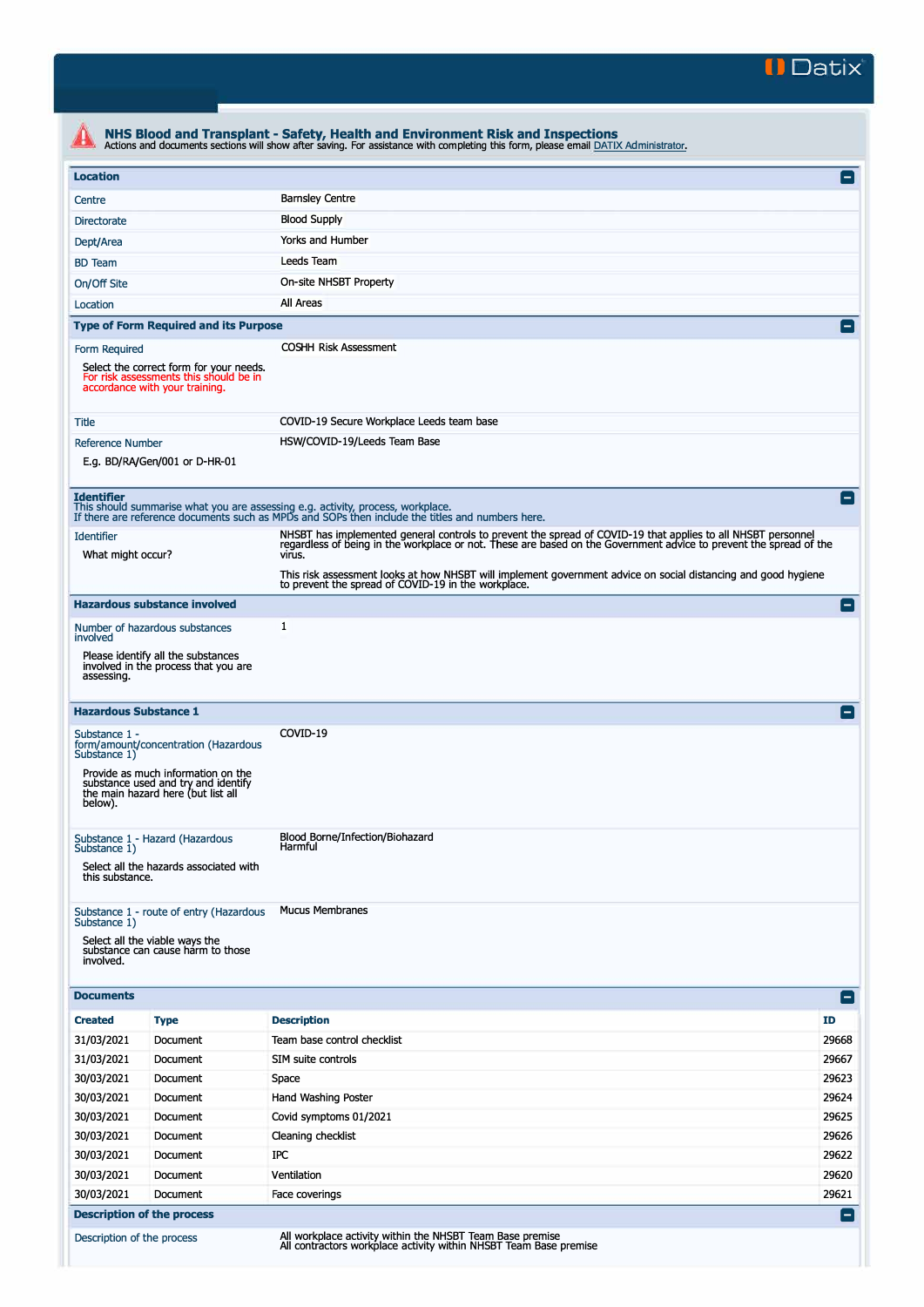Datix

# NHS Blood and Transplant - Safety, Health and Environment Risk and Inspections

Actions and documents sections will show after saving. For assistance with completing this form, please email DATIX Administrator.

## Location

| | |
|---|---|
| Centre | Barnsley Centre |
| Directorate | Blood Supply |
| Dept/Area | Yorks and Humber |
| BD Team | Leeds Team |
| On/Off Site | On-site NHSBT Property |
| Location | All Areas |

## Type of Form Required and its Purpose

| | |
|---|---|
| Form Required<br><br>Select the correct form for your needs. For risk assessments this should be in accordance with your training. | COSHH Risk Assessment |
| Title | COVID-19 Secure Workplace Leeds team base |
| Reference Number<br><br>E.g. BD/RA/Gen/001 or D-HR-01 | HSW/COVID-19/Leeds Team Base |

## Identifier

This should summarise what you are assessing e.g. activity, process, workplace.
If there are reference documents such as MPDs and SOPs then include the titles and numbers here.

| | |
|---|---|
| Identifier<br><br>What might occur? | NHSBT has implemented general controls to prevent the spread of COVID-19 that applies to all NHSBT personnel regardless of being in the workplace or not. These are based on the Government advice to prevent the spread of the virus.<br><br>This risk assessment looks at how NHSBT will implement government advice on social distancing and good hygiene to prevent the spread of COVID-19 in the workplace. |

## Hazardous substance involved

| | |
|---|---|
| Number of hazardous substances involved<br><br>Please identify all the substances involved in the process that you are assessing. | 1 |

## Hazardous Substance 1

| | |
|---|---|
| Substance 1 - form/amount/concentration (Hazardous Substance 1)<br><br>Provide as much information on the substance used and try and identify the main hazard here (but list all below). | COVID-19 |
| Substance 1 - Hazard (Hazardous Substance 1)<br><br>Select all the hazards associated with this substance. | Blood Borne/Infection/Biohazard<br>Harmful |
| Substance 1 - route of entry (Hazardous Substance 1)<br><br>Select all the viable ways the substance can cause harm to those involved. | Mucus Membranes |

## Documents

| Created | Type | Description | ID |
|---|---|---|---|
| 31/03/2021 | Document | Team base control checklist | 29668 |
| 31/03/2021 | Document | SIM suite controls | 29667 |
| 30/03/2021 | Document | Space | 29623 |
| 30/03/2021 | Document | Hand Washing Poster | 29624 |
| 30/03/2021 | Document | Covid symptoms 01/2021 | 29625 |
| 30/03/2021 | Document | Cleaning checklist | 29626 |
| 30/03/2021 | Document | IPC | 29622 |
| 30/03/2021 | Document | Ventilation | 29620 |
| 30/03/2021 | Document | Face coverings | 29621 |

## Description of the process

| | |
|---|---|
| Description of the process | All workplace activity within the NHSBT Team Base premise<br>All contractors workplace activity within NHSBT Team Base premise |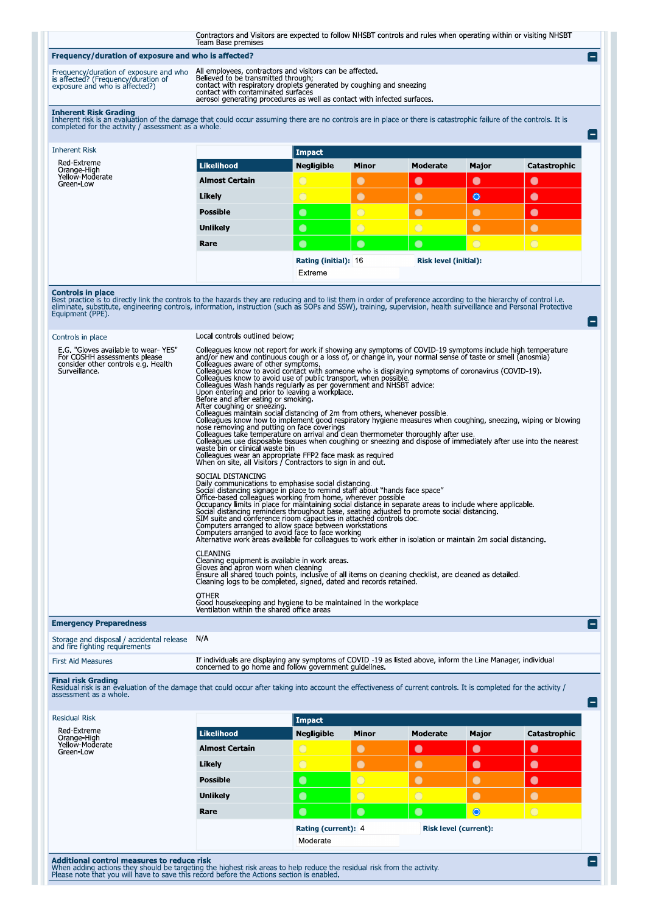Contractors and Visitors are expected to follow NHSBT controls and rules when operating within or visiting NHSBT Team Base premises

## Frequency/duration of exposure and who is affected?

| | |
|---|---|
| Frequency/duration of exposure and who is affected? (Frequency/duration of exposure and who is affected?) | All employees, contractors and visitors can be affected.<br>Believed to be transmitted through;<br>contact with respiratory droplets generated by coughing and sneezing<br>contact with contaminated surfaces<br>aerosol generating procedures as well as contact with infected surfaces. |

## Inherent Risk Grading

Inherent risk is an evaluation of the damage that could occur assuming there are no controls are in place or there is catastrophic failure of the controls. It is completed for the activity / assessment as a whole.

Inherent Risk

Red-Extreme
Orange-High
Yellow-Moderate
Green-Low

| | Impact | | | | |
|---|---|---|---|---|---|
| **Likelihood** | **Negligible** | **Minor** | **Moderate** | **Major** | **Catastrophic** |
| **Almost Certain** | Yellow | Orange | Red | Red | Red |
| **Likely** | Yellow | Orange | Orange | Red (selected) | Red |
| **Possible** | Green | Yellow | Orange | Orange | Red |
| **Unlikely** | Green | Yellow | Yellow | Orange | Orange |
| **Rare** | Green | Green | Green | Yellow | Yellow |

**Rating (initial):** 16 **Risk level (initial):** Extreme

## Controls in place

Best practice is to directly link the controls to the hazards they are reducing and to list them in order of preference according to the hierarchy of control i.e. eliminate, substitute, engineering controls, information, instruction (such as SOPs and SSW), training, supervision, health surveillance and Personal Protective Equipment (PPE).

Controls in place

E.G. "Gloves available to wear- YES" For COSHH assessments please consider other controls e.g. Health Surveillance.

Local controls outlined below;

Colleagues know not report for work if showing any symptoms of COVID-19 symptoms include high temperature and/or new and continuous cough or a loss of, or change in, your normal sense of taste or smell (anosmia)
Colleagues aware of other symptoms.
Colleagues know to avoid contact with someone who is displaying symptoms of coronavirus (COVID-19).
Colleagues know to avoid use of public transport, when possible.
Colleagues Wash hands regularly as per government and NHSBT advice:
Upon entering and prior to leaving a workplace.
Before and after eating or smoking.
After coughing or sneezing.
Colleagues maintain social distancing of 2m from others, whenever possible.
Colleagues know how to implement good respiratory hygiene measures when coughing, sneezing, wiping or blowing nose removing and putting on face coverings
Colleagues take temperature on arrival and clean thermometer thoroughly after use.
Colleagues use disposable tissues when coughing or sneezing and dispose of immediately after use into the nearest waste bin or clinical waste bin
Colleagues wear an appropriate FFP2 face mask as required
When on site, all Visitors / Contractors to sign in and out.

SOCIAL DISTANCING
Daily communications to emphasise social distancing.
Social distancing signage in place to remind staff about "hands face space"
Office-based colleagues working from home, wherever possible
Occupancy limits in place for maintaining social distance in separate areas to include where applicable.
Social distancing reminders throughout base, seating adjusted to promote social distancing.
SIM suite and conference room capacities in attached controls doc.
Computers arranged to allow space between workstations
Computers arranged to avoid face to face working
Alternative work areas available for colleagues to work either in isolation or maintain 2m social distancing.

CLEANING
Cleaning equipment is available in work areas.
Gloves and apron worn when cleaning
Ensure all shared touch points, inclusive of all items on cleaning checklist, are cleaned as detailed.
Cleaning logs to be completed, signed, dated and records retained.

OTHER
Good housekeeping and hygiene to be maintained in the workplace
Ventilation within the shared office areas

## Emergency Preparedness

| | |
|---|---|
| Storage and disposal / accidental release and fire fighting requirements | N/A |
| First Aid Measures | If individuals are displaying any symptoms of COVID -19 as listed above, inform the Line Manager, individual concerned to go home and follow government guidelines. |

## Final risk Grading

Residual risk is an evaluation of the damage that could occur after taking into account the effectiveness of current controls. It is completed for the activity / assessment as a whole.

Residual Risk

Red-Extreme
Orange-High
Yellow-Moderate
Green-Low

| | Impact | | | | |
|---|---|---|---|---|---|
| **Likelihood** | **Negligible** | **Minor** | **Moderate** | **Major** | **Catastrophic** |
| **Almost Certain** | Yellow | Orange | Red | Red | Red |
| **Likely** | Yellow | Orange | Orange | Red | Red |
| **Possible** | Green | Yellow | Orange | Orange | Red |
| **Unlikely** | Green | Yellow | Yellow | Orange | Orange |
| **Rare** | Green | Green | Green | Yellow (selected) | Yellow |

**Rating (current):** 4 **Risk level (current):** Moderate

## Additional control measures to reduce risk

When adding actions they should be targeting the highest risk areas to help reduce the residual risk from the activity.
Please note that you will have to save this record before the Actions section is enabled.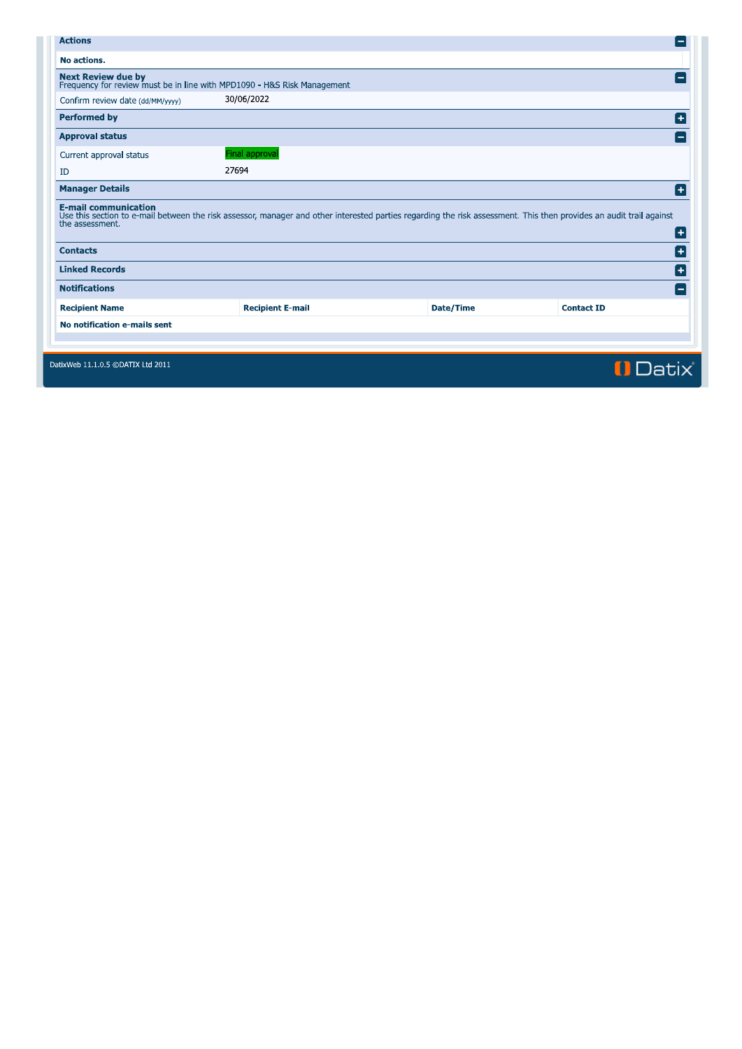## Actions

**No actions.**

## Next Review due by

Frequency for review must be in line with MPD1090 - H&S Risk Management

| | |
|---|---|
| Confirm review date (dd/MM/yyyy) | 30/06/2022 |

## Performed by

## Approval status

| | |
|---|---|
| Current approval status | Final approval |
| ID | 27694 |

## Manager Details

## E-mail communication

Use this section to e-mail between the risk assessor, manager and other interested parties regarding the risk assessment. This then provides an audit trail against the assessment.

## Contacts

## Linked Records

## Notifications

| Recipient Name | Recipient E-mail | Date/Time | Contact ID |
|---|---|---|---|
| **No notification e-mails sent** | | | |

DatixWeb 11.1.0.5 ©DATIX Ltd 2011